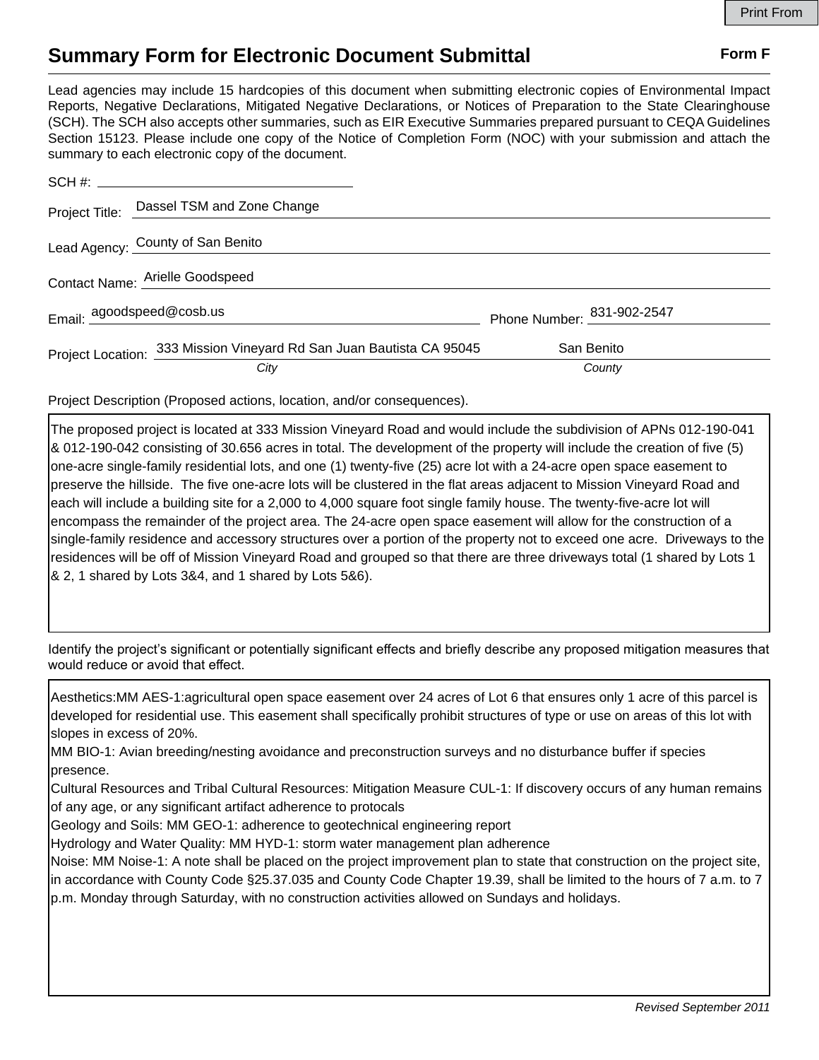# Summary Form for Electronic Document Submittal

**Form F**

Lead agencies may include 15 hardcopies of this document when submitting electronic copies of Environmental Impact Reports, Negative Declarations, Mitigated Negative Declarations, or Notices of Preparation to the State Clearinghouse (SCH). The SCH also accepts other summaries, such as EIR Executive Summaries prepared pursuant to CEQA Guidelines Section 15123. Please include one copy of the Notice of Completion Form (NOC) with your submission and attach the summary to each electronic copy of the document.

SCH #: ____________________

Project Title: Dassel TSM and Zone Change

Lead Agency: County of San Benito

Contact Name: Arielle Goodspeed

Email: agoodspeed@cosb.us    Phone Number: 831-902-2547

Project Location: 333 Mission Vineyard Rd San Juan Bautista CA 95045 (*City*)    San Benito (*County*)

Project Description (Proposed actions, location, and/or consequences).

The proposed project is located at 333 Mission Vineyard Road and would include the subdivision of APNs 012-190-041 & 012-190-042 consisting of 30.656 acres in total. The development of the property will include the creation of five (5) one-acre single-family residential lots, and one (1) twenty-five (25) acre lot with a 24-acre open space easement to preserve the hillside. The five one-acre lots will be clustered in the flat areas adjacent to Mission Vineyard Road and each will include a building site for a 2,000 to 4,000 square foot single family house. The twenty-five-acre lot will encompass the remainder of the project area. The 24-acre open space easement will allow for the construction of a single-family residence and accessory structures over a portion of the property not to exceed one acre. Driveways to the residences will be off of Mission Vineyard Road and grouped so that there are three driveways total (1 shared by Lots 1 & 2, 1 shared by Lots 3&4, and 1 shared by Lots 5&6).

Identify the project's significant or potentially significant effects and briefly describe any proposed mitigation measures that would reduce or avoid that effect.

Aesthetics:MM AES-1:agricultural open space easement over 24 acres of Lot 6 that ensures only 1 acre of this parcel is developed for residential use. This easement shall specifically prohibit structures of type or use on areas of this lot with slopes in excess of 20%.
MM BIO-1: Avian breeding/nesting avoidance and preconstruction surveys and no disturbance buffer if species presence.
Cultural Resources and Tribal Cultural Resources: Mitigation Measure CUL-1: If discovery occurs of any human remains of any age, or any significant artifact adherence to protocals
Geology and Soils: MM GEO-1: adherence to geotechnical engineering report
Hydrology and Water Quality: MM HYD-1: storm water management plan adherence
Noise: MM Noise-1: A note shall be placed on the project improvement plan to state that construction on the project site, in accordance with County Code §25.37.035 and County Code Chapter 19.39, shall be limited to the hours of 7 a.m. to 7 p.m. Monday through Saturday, with no construction activities allowed on Sundays and holidays.

*Revised September 2011*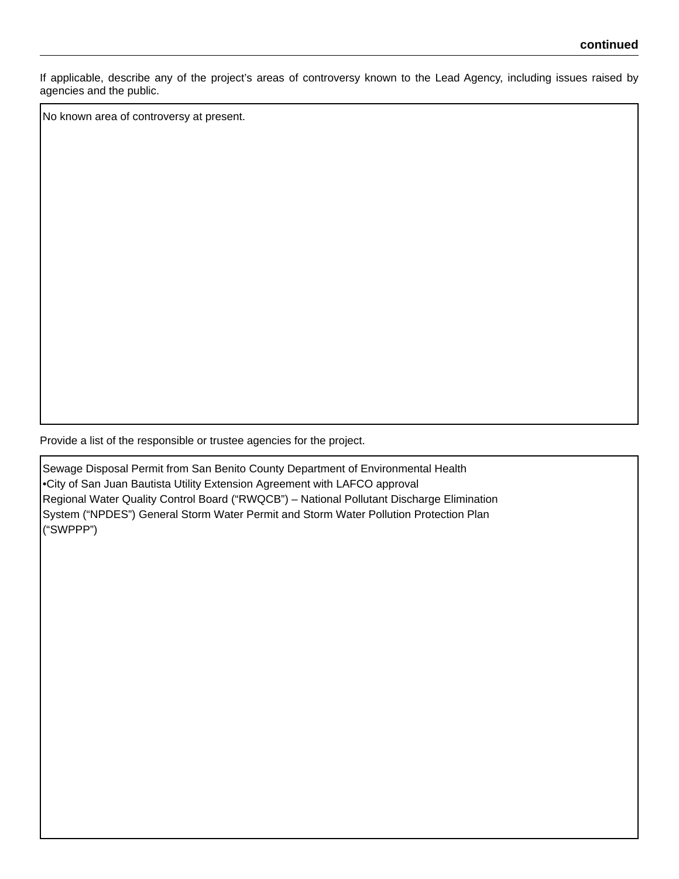**continued**

If applicable, describe any of the project's areas of controversy known to the Lead Agency, including issues raised by agencies and the public.

No known area of controversy at present.

Provide a list of the responsible or trustee agencies for the project.

Sewage Disposal Permit from San Benito County Department of Environmental Health
•City of San Juan Bautista Utility Extension Agreement with LAFCO approval
Regional Water Quality Control Board ("RWQCB") – National Pollutant Discharge Elimination System ("NPDES") General Storm Water Permit and Storm Water Pollution Protection Plan ("SWPPP")